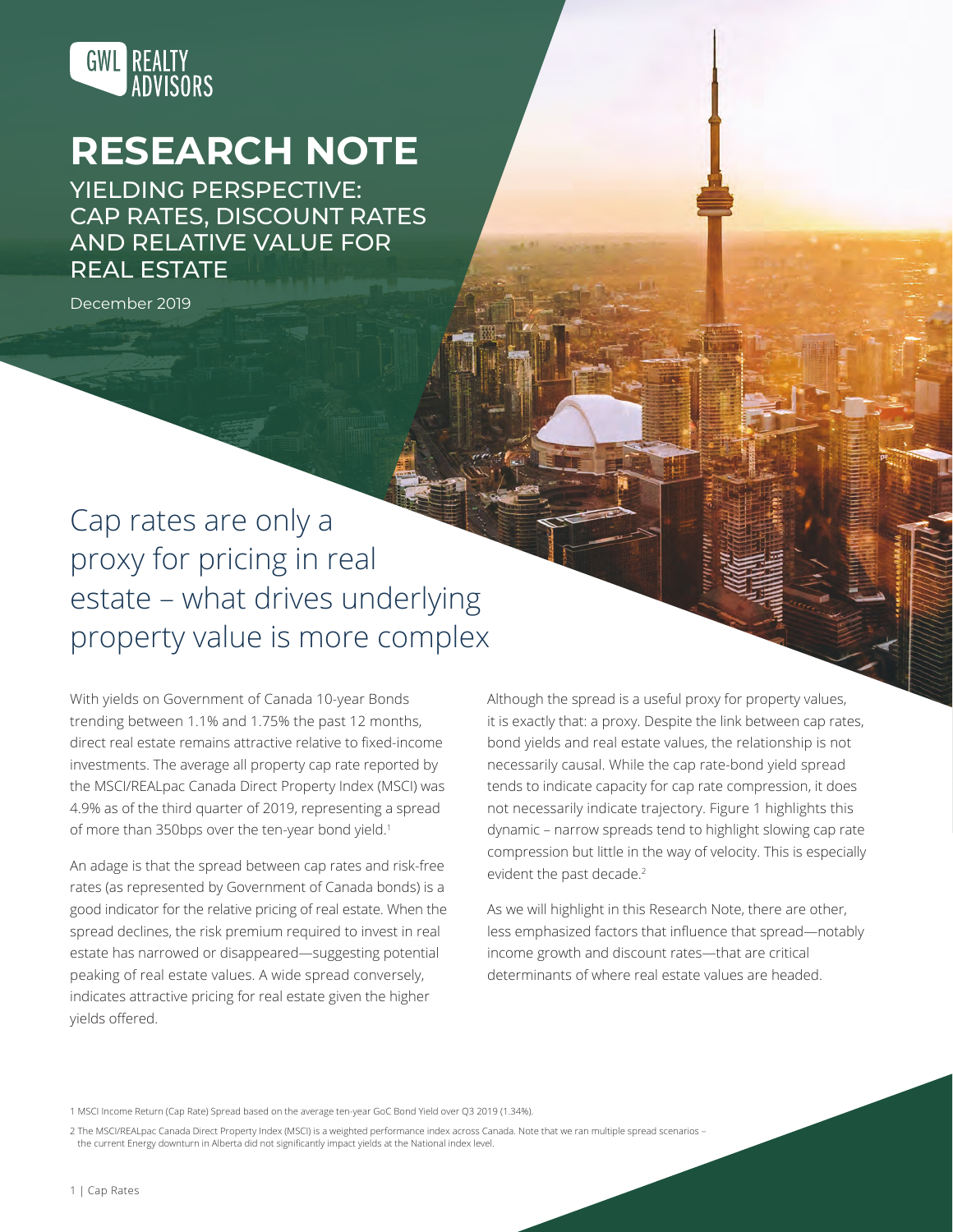GWL REALTY ADVISORS

# RESEARCH NOTE

## YIELDING PERSPECTIVE: CAP RATES, DISCOUNT RATES AND RELATIVE VALUE FOR REAL ESTATE

December 2019

## Cap rates are only a proxy for pricing in real estate – what drives underlying property value is more complex

With yields on Government of Canada 10-year Bonds trending between 1.1% and 1.75% the past 12 months, direct real estate remains attractive relative to fixed-income investments. The average all property cap rate reported by the MSCI/REALpac Canada Direct Property Index (MSCI) was 4.9% as of the third quarter of 2019, representing a spread of more than 350bps over the ten-year bond yield.[1]

An adage is that the spread between cap rates and risk-free rates (as represented by Government of Canada bonds) is a good indicator for the relative pricing of real estate. When the spread declines, the risk premium required to invest in real estate has narrowed or disappeared—suggesting potential peaking of real estate values. A wide spread conversely, indicates attractive pricing for real estate given the higher yields offered.

Although the spread is a useful proxy for property values, it is exactly that: a proxy. Despite the link between cap rates, bond yields and real estate values, the relationship is not necessarily causal. While the cap rate-bond yield spread tends to indicate capacity for cap rate compression, it does not necessarily indicate trajectory. Figure 1 highlights this dynamic – narrow spreads tend to highlight slowing cap rate compression but little in the way of velocity. This is especially evident the past decade.[2]

As we will highlight in this Research Note, there are other, less emphasized factors that influence that spread—notably income growth and discount rates—that are critical determinants of where real estate values are headed.

1 MSCI Income Return (Cap Rate) Spread based on the average ten-year GoC Bond Yield over Q3 2019 (1.34%).

2 The MSCI/REALpac Canada Direct Property Index (MSCI) is a weighted performance index across Canada. Note that we ran multiple spread scenarios – the current Energy downturn in Alberta did not significantly impact yields at the National index level.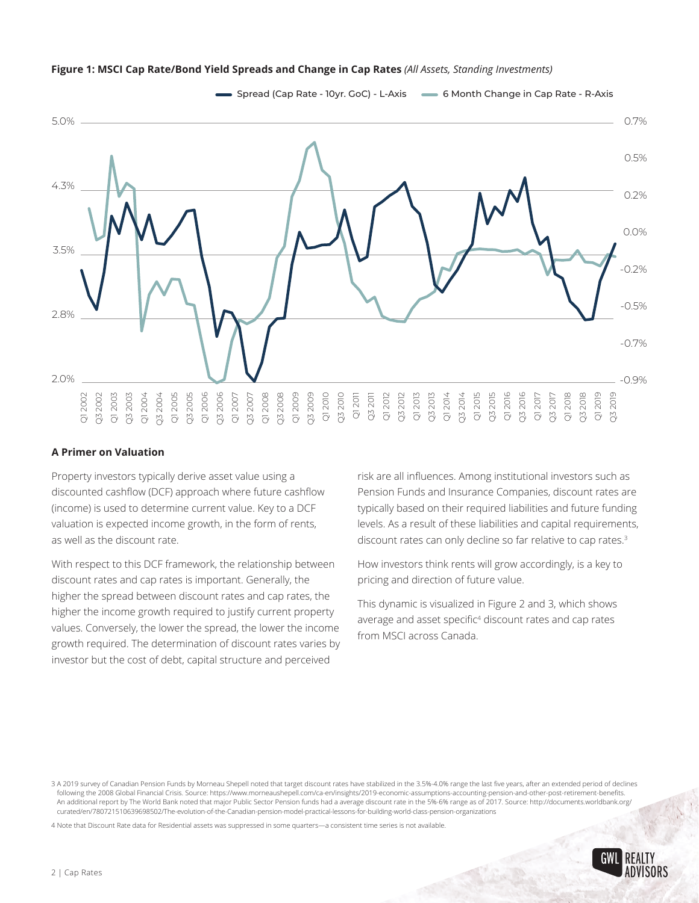**Figure 1: MSCI Cap Rate/Bond Yield Spreads and Change in Cap Rates** *(All Assets, Standing Investments)*

## A Primer on Valuation

Property investors typically derive asset value using a discounted cashflow (DCF) approach where future cashflow (income) is used to determine current value. Key to a DCF valuation is expected income growth, in the form of rents, as well as the discount rate.

With respect to this DCF framework, the relationship between discount rates and cap rates is important. Generally, the higher the spread between discount rates and cap rates, the higher the income growth required to justify current property values. Conversely, the lower the spread, the lower the income growth required. The determination of discount rates varies by investor but the cost of debt, capital structure and perceived risk are all influences. Among institutional investors such as Pension Funds and Insurance Companies, discount rates are typically based on their required liabilities and future funding levels. As a result of these liabilities and capital requirements, discount rates can only decline so far relative to cap rates.[3]

How investors think rents will grow accordingly, is a key to pricing and direction of future value.

This dynamic is visualized in Figure 2 and 3, which shows average and asset specific[4] discount rates and cap rates from MSCI across Canada.

[3] A 2019 survey of Canadian Pension Funds by Morneau Shepell noted that target discount rates have stabilized in the 3.5%-4.0% range the last five years, after an extended period of declines following the 2008 Global Financial Crisis. Source: https://www.morneaushepell.com/ca-en/insights/2019-economic-assumptions-accounting-pension-and-other-post-retirement-benefits. An additional report by The World Bank noted that major Public Sector Pension funds had a average discount rate in the 5%-6% range as of 2017. Source: http://documents.worldbank.org/curated/en/780721510639698502/The-evolution-of-the-Canadian-pension-model-practical-lessons-for-building-world-class-pension-organizations

[4] Note that Discount Rate data for Residential assets was suppressed in some quarters—a consistent time series is not available.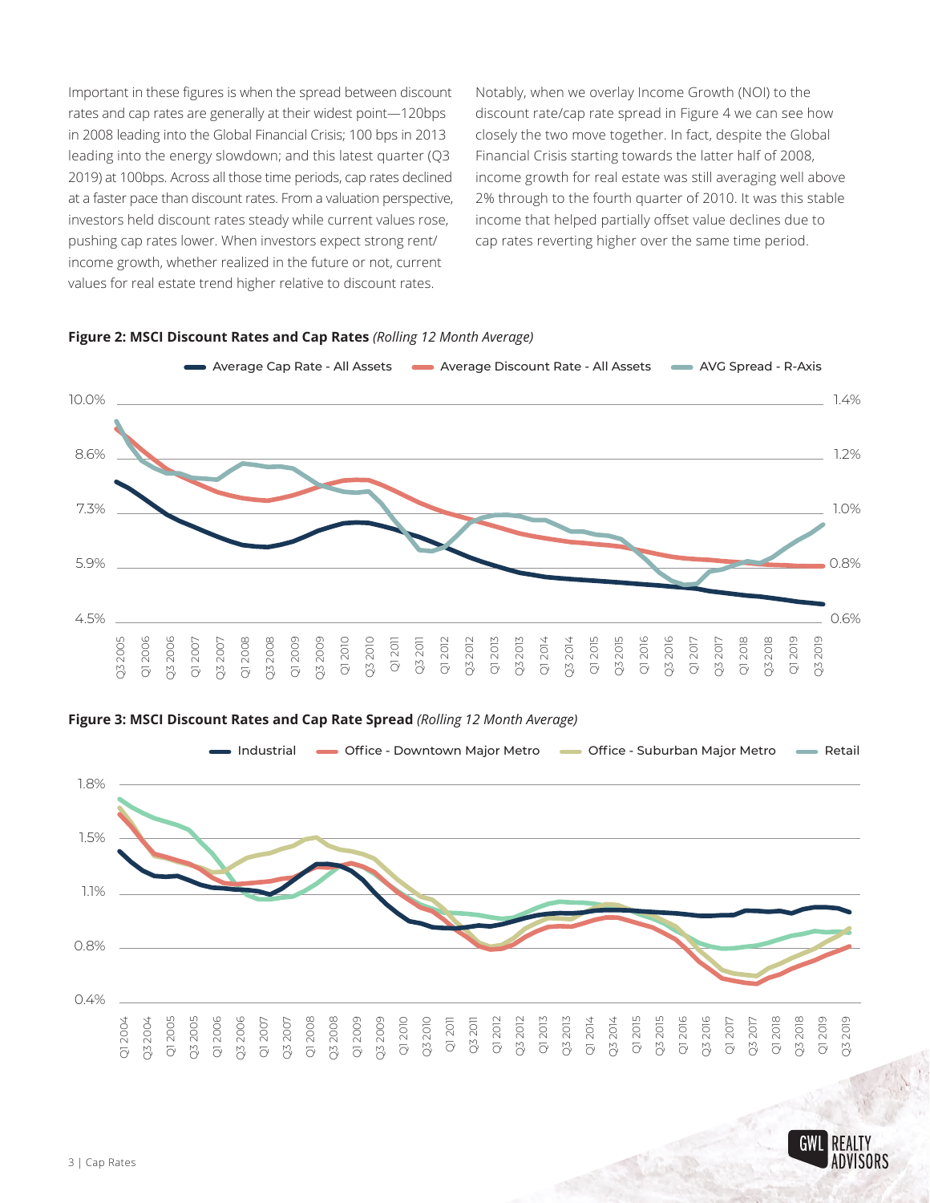Important in these figures is when the spread between discount rates and cap rates are generally at their widest point—120bps in 2008 leading into the Global Financial Crisis; 100 bps in 2013 leading into the energy slowdown; and this latest quarter (Q3 2019) at 100bps. Across all those time periods, cap rates declined at a faster pace than discount rates. From a valuation perspective, investors held discount rates steady while current values rose, pushing cap rates lower. When investors expect strong rent/ income growth, whether realized in the future or not, current values for real estate trend higher relative to discount rates.

Notably, when we overlay Income Growth (NOI) to the discount rate/cap rate spread in Figure 4 we can see how closely the two move together. In fact, despite the Global Financial Crisis starting towards the latter half of 2008, income growth for real estate was still averaging well above 2% through to the fourth quarter of 2010. It was this stable income that helped partially offset value declines due to cap rates reverting higher over the same time period.

**Figure 2: MSCI Discount Rates and Cap Rates** *(Rolling 12 Month Average)*

**Figure 3: MSCI Discount Rates and Cap Rate Spread** *(Rolling 12 Month Average)*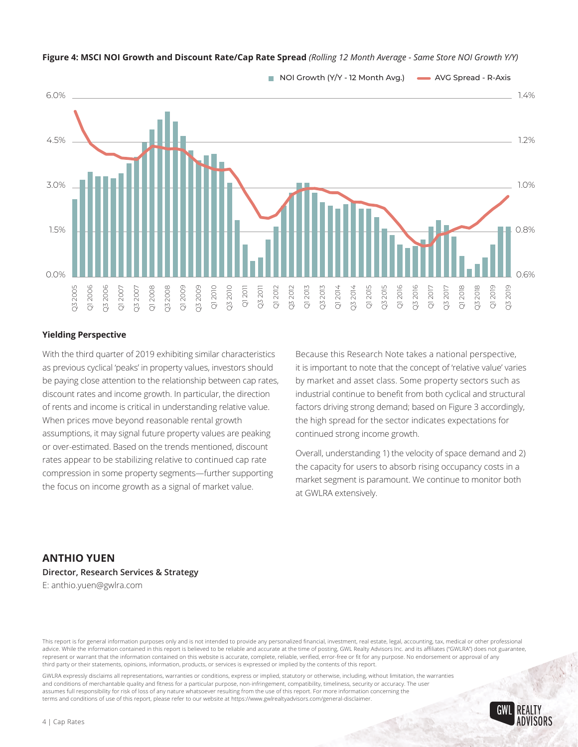**Figure 4: MSCI NOI Growth and Discount Rate/Cap Rate Spread** *(Rolling 12 Month Average - Same Store NOI Growth Y/Y)*

NOI Growth (Y/Y - 12 Month Avg.)
AVG Spread - R-Axis

6.0%
4.5%
3.0%
1.5%
0.0%

1.4%
1.2%
1.0%
0.8%
0.6%

Q3 2005
Q1 2006
Q3 2006
Q1 2007
Q3 2007
Q1 2008
Q3 2008
Q1 2009
Q3 2009
Q1 2010
Q3 2010
Q1 2011
Q3 2011
Q1 2012
Q3 2012
Q1 2013
Q3 2013
Q1 2014
Q3 2014
Q1 2015
Q3 2015
Q1 2016
Q3 2016
Q1 2017
Q3 2017
Q1 2018
Q3 2018
Q1 2019
Q3 2019

**Yielding Perspective**

With the third quarter of 2019 exhibiting similar characteristics as previous cyclical 'peaks' in property values, investors should be paying close attention to the relationship between cap rates, discount rates and income growth. In particular, the direction of rents and income is critical in understanding relative value. When prices move beyond reasonable rental growth assumptions, it may signal future property values are peaking or over-estimated. Based on the trends mentioned, discount rates appear to be stabilizing relative to continued cap rate compression in some property segments—further supporting the focus on income growth as a signal of market value.

Because this Research Note takes a national perspective, it is important to note that the concept of 'relative value' varies by market and asset class. Some property sectors such as industrial continue to benefit from both cyclical and structural factors driving strong demand; based on Figure 3 accordingly, the high spread for the sector indicates expectations for continued strong income growth.

Overall, understanding 1) the velocity of space demand and 2) the capacity for users to absorb rising occupancy costs in a market segment is paramount. We continue to monitor both at GWLRA extensively.

**ANTHIO YUEN**

**Director, Research Services & Strategy**

E: anthio.yuen@gwlra.com

This report is for general information purposes only and is not intended to provide any personalized financial, investment, real estate, legal, accounting, tax, medical or other professional advice. While the information contained in this report is believed to be reliable and accurate at the time of posting, GWL Realty Advisors Inc. and its affiliates ("GWLRA") does not guarantee, represent or warrant that the information contained on this website is accurate, complete, reliable, verified, error-free or fit for any purpose. No endorsement or approval of any third party or their statements, opinions, information, products, or services is expressed or implied by the contents of this report.

GWLRA expressly disclaims all representations, warranties or conditions, express or implied, statutory or otherwise, including, without limitation, the warranties and conditions of merchantable quality and fitness for a particular purpose, non-infringement, compatibility, timeliness, security or accuracy. The user assumes full responsibility for risk of loss of any nature whatsoever resulting from the use of this report. For more information concerning the terms and conditions of use of this report, please refer to our website at https://www.gwlrealtyadvisors.com/general-disclaimer.